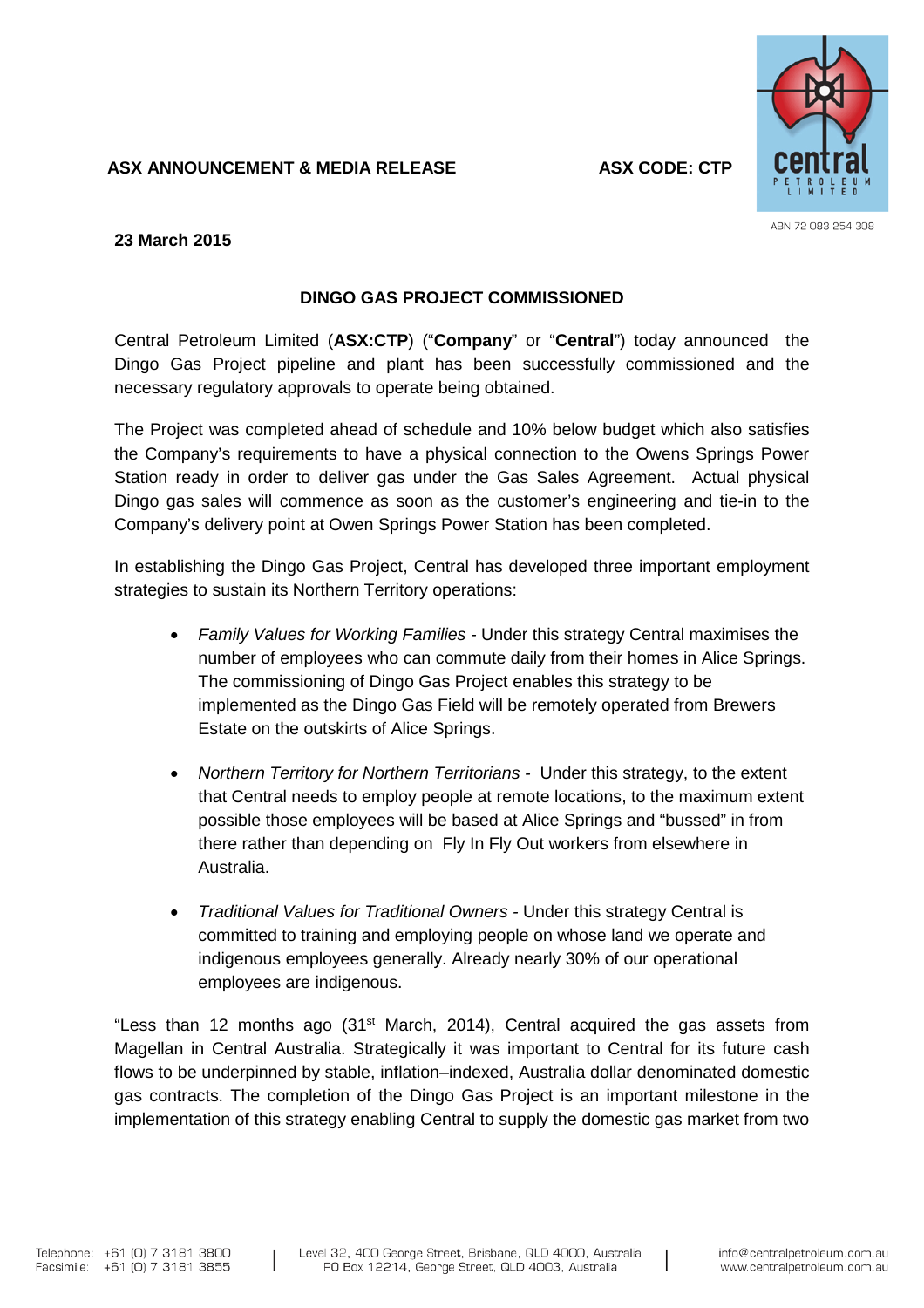**ASX ANNOUNCEMENT & MEDIA RELEASE** **ASX CODE: CTP**

ABN 72 083 254 308

**23 March 2015**

## DINGO GAS PROJECT COMMISSIONED

Central Petroleum Limited (**ASX:CTP**) ("**Company**" or "**Central**") today announced the Dingo Gas Project pipeline and plant has been successfully commissioned and the necessary regulatory approvals to operate being obtained.

The Project was completed ahead of schedule and 10% below budget which also satisfies the Company's requirements to have a physical connection to the Owens Springs Power Station ready in order to deliver gas under the Gas Sales Agreement. Actual physical Dingo gas sales will commence as soon as the customer's engineering and tie-in to the Company's delivery point at Owen Springs Power Station has been completed.

In establishing the Dingo Gas Project, Central has developed three important employment strategies to sustain its Northern Territory operations:

- *Family Values for Working Families* - Under this strategy Central maximises the number of employees who can commute daily from their homes in Alice Springs. The commissioning of Dingo Gas Project enables this strategy to be implemented as the Dingo Gas Field will be remotely operated from Brewers Estate on the outskirts of Alice Springs.

- *Northern Territory for Northern Territorians* - Under this strategy, to the extent that Central needs to employ people at remote locations, to the maximum extent possible those employees will be based at Alice Springs and "bussed" in from there rather than depending on Fly In Fly Out workers from elsewhere in Australia.

- *Traditional Values for Traditional Owners* - Under this strategy Central is committed to training and employing people on whose land we operate and indigenous employees generally. Already nearly 30% of our operational employees are indigenous.

"Less than 12 months ago (31st March, 2014), Central acquired the gas assets from Magellan in Central Australia. Strategically it was important to Central for its future cash flows to be underpinned by stable, inflation–indexed, Australia dollar denominated domestic gas contracts. The completion of the Dingo Gas Project is an important milestone in the implementation of this strategy enabling Central to supply the domestic gas market from two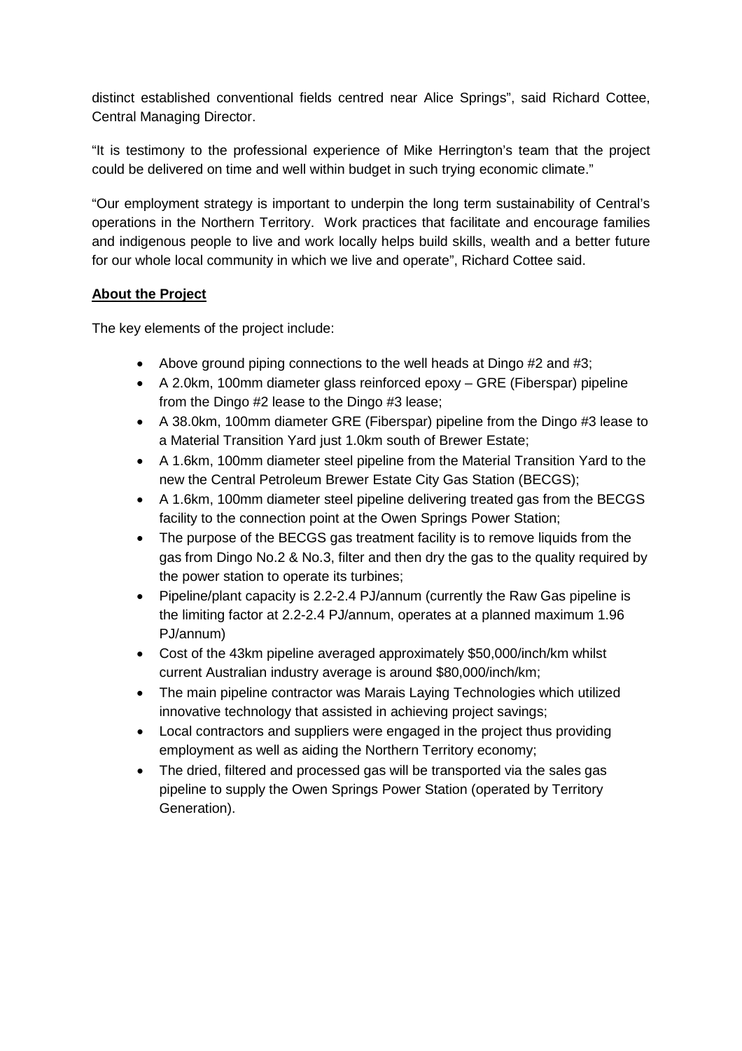distinct established conventional fields centred near Alice Springs", said Richard Cottee, Central Managing Director.

"It is testimony to the professional experience of Mike Herrington's team that the project could be delivered on time and well within budget in such trying economic climate."

"Our employment strategy is important to underpin the long term sustainability of Central's operations in the Northern Territory. Work practices that facilitate and encourage families and indigenous people to live and work locally helps build skills, wealth and a better future for our whole local community in which we live and operate", Richard Cottee said.

**About the Project**

The key elements of the project include:

- Above ground piping connections to the well heads at Dingo #2 and #3;
- A 2.0km, 100mm diameter glass reinforced epoxy – GRE (Fiberspar) pipeline from the Dingo #2 lease to the Dingo #3 lease;
- A 38.0km, 100mm diameter GRE (Fiberspar) pipeline from the Dingo #3 lease to a Material Transition Yard just 1.0km south of Brewer Estate;
- A 1.6km, 100mm diameter steel pipeline from the Material Transition Yard to the new the Central Petroleum Brewer Estate City Gas Station (BECGS);
- A 1.6km, 100mm diameter steel pipeline delivering treated gas from the BECGS facility to the connection point at the Owen Springs Power Station;
- The purpose of the BECGS gas treatment facility is to remove liquids from the gas from Dingo No.2 & No.3, filter and then dry the gas to the quality required by the power station to operate its turbines;
- Pipeline/plant capacity is 2.2-2.4 PJ/annum (currently the Raw Gas pipeline is the limiting factor at 2.2-2.4 PJ/annum, operates at a planned maximum 1.96 PJ/annum)
- Cost of the 43km pipeline averaged approximately $50,000/inch/km whilst current Australian industry average is around $80,000/inch/km;
- The main pipeline contractor was Marais Laying Technologies which utilized innovative technology that assisted in achieving project savings;
- Local contractors and suppliers were engaged in the project thus providing employment as well as aiding the Northern Territory economy;
- The dried, filtered and processed gas will be transported via the sales gas pipeline to supply the Owen Springs Power Station (operated by Territory Generation).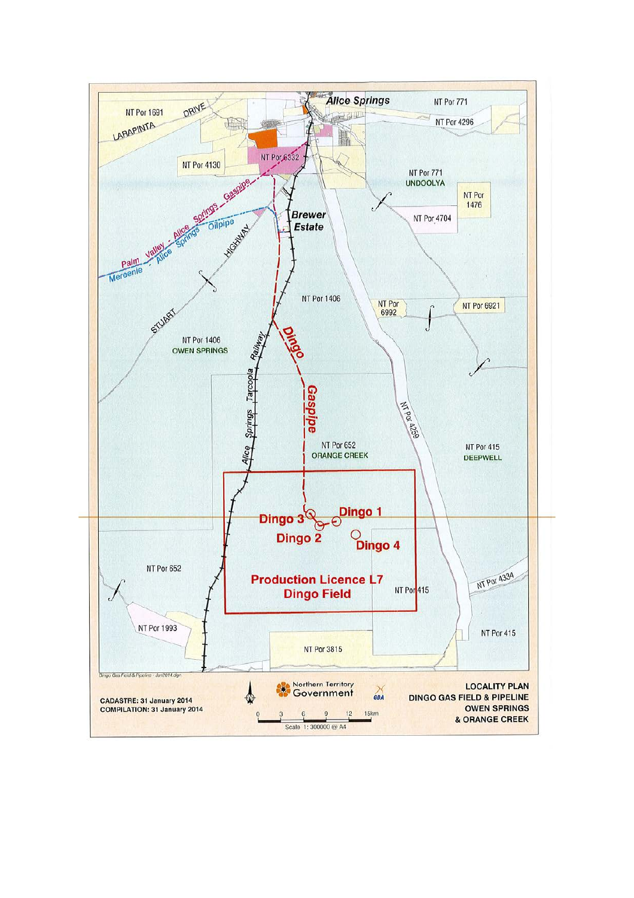Alice Springs

NT Por 1691

LARAPINTA DRIVE

NT Por 771

NT Por 4296

NT Por 4130

NT Por 6332

NT Por 771
UNDOOLYA

NT Por 1476

Palm Valley - Alice Springs Gaspipe

Mereenie - Alice Springs Oilpipe

STUART HIGHWAY

Brewer Estate

NT Por 4704

NT Por 1406

NT Por 6992

NT Por 6921

NT Por 1406
OWEN SPRINGS

Alice Springs Tarcoola Railway

Dingo Gaspipe

NT Por 4259

NT Por 652
ORANGE CREEK

NT Por 415
DEEPWELL

Dingo 3

Dingo 1

Dingo 2

Dingo 4

NT Por 652

Production Licence L7
Dingo Field

NT Por 415

NT Por 4334

NT Por 1993

NT Por 415

NT Por 3815

Dingo Gas Field & Pipeline - Jan2014.dgn

CADASTRE: 31 January 2014
COMPILATION: 31 January 2014

Northern Territory Government

GDA

0 3 6 9 12 15km
Scale 1: 300000 @ A4

LOCALITY PLAN
DINGO GAS FIELD & PIPELINE
OWEN SPRINGS
& ORANGE CREEK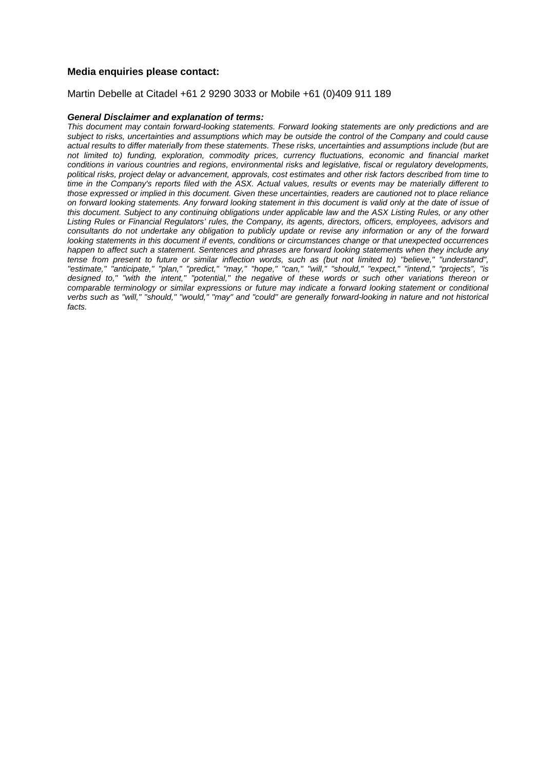**Media enquiries please contact:**

Martin Debelle at Citadel +61 2 9290 3033 or Mobile +61 (0)409 911 189

***General Disclaimer and explanation of terms:***

*This document may contain forward-looking statements. Forward looking statements are only predictions and are subject to risks, uncertainties and assumptions which may be outside the control of the Company and could cause actual results to differ materially from these statements. These risks, uncertainties and assumptions include (but are not limited to) funding, exploration, commodity prices, currency fluctuations, economic and financial market conditions in various countries and regions, environmental risks and legislative, fiscal or regulatory developments, political risks, project delay or advancement, approvals, cost estimates and other risk factors described from time to time in the Company's reports filed with the ASX. Actual values, results or events may be materially different to those expressed or implied in this document. Given these uncertainties, readers are cautioned not to place reliance on forward looking statements. Any forward looking statement in this document is valid only at the date of issue of this document. Subject to any continuing obligations under applicable law and the ASX Listing Rules, or any other Listing Rules or Financial Regulators' rules, the Company, its agents, directors, officers, employees, advisors and consultants do not undertake any obligation to publicly update or revise any information or any of the forward looking statements in this document if events, conditions or circumstances change or that unexpected occurrences happen to affect such a statement. Sentences and phrases are forward looking statements when they include any tense from present to future or similar inflection words, such as (but not limited to) "believe," "understand", "estimate," "anticipate," "plan," "predict," "may," "hope," "can," "will," "should," "expect," "intend," "projects", "is designed to," "with the intent," "potential," the negative of these words or such other variations thereon or comparable terminology or similar expressions or future may indicate a forward looking statement or conditional verbs such as "will," "should," "would," "may" and "could" are generally forward-looking in nature and not historical facts.*